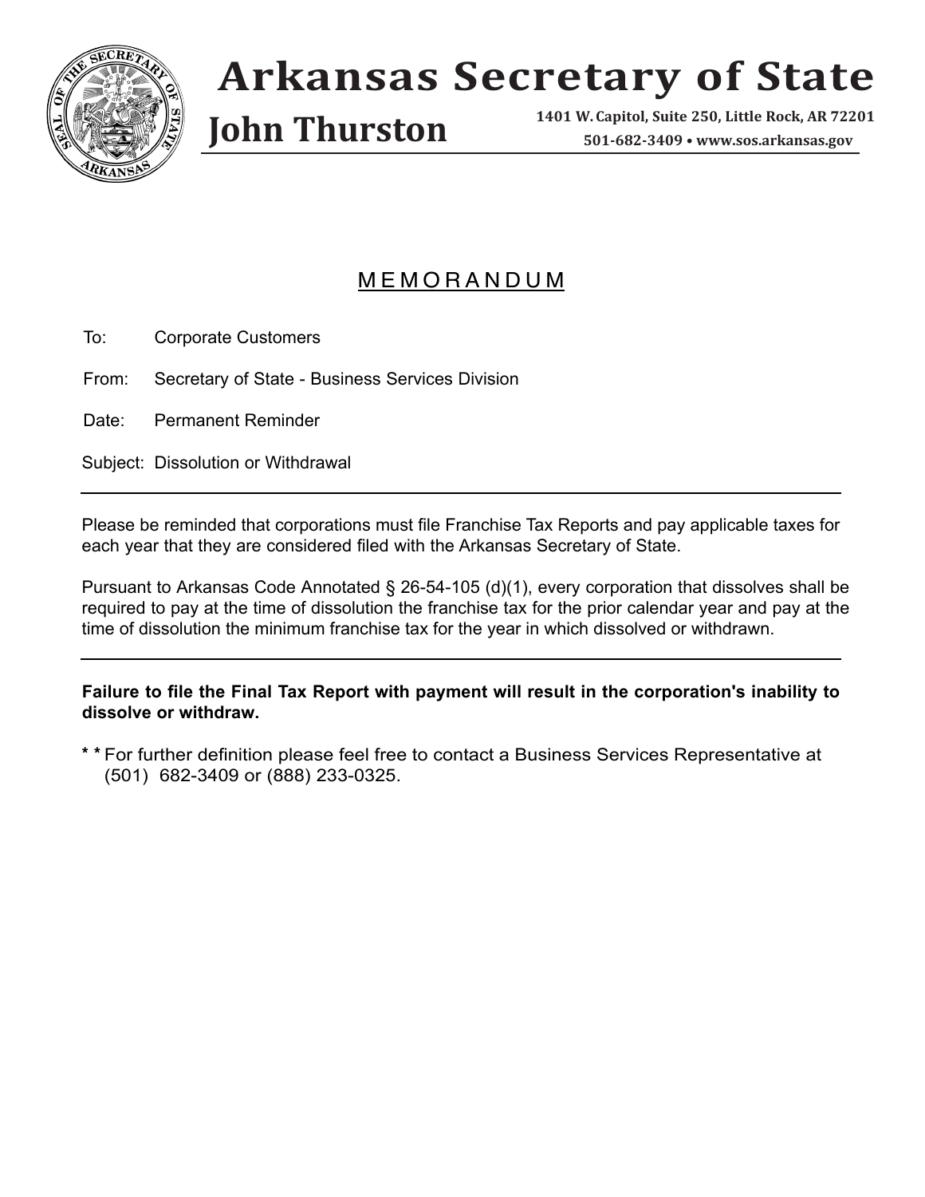# Arkansas Secretary of State

## John Thurston

**1401 W. Capitol, Suite 250, Little Rock, AR 72201**
**501-682-3409 • www.sos.arkansas.gov**

---

## MEMORANDUM

To: Corporate Customers

From: Secretary of State - Business Services Division

Date: Permanent Reminder

Subject: Dissolution or Withdrawal

---

Please be reminded that corporations must file Franchise Tax Reports and pay applicable taxes for each year that they are considered filed with the Arkansas Secretary of State.

Pursuant to Arkansas Code Annotated § 26-54-105 (d)(1), every corporation that dissolves shall be required to pay at the time of dissolution the franchise tax for the prior calendar year and pay at the time of dissolution the minimum franchise tax for the year in which dissolved or withdrawn.

---

**Failure to file the Final Tax Report with payment will result in the corporation's inability to dissolve or withdraw.**

**\* \*** For further definition please feel free to contact a Business Services Representative at (501) 682-3409 or (888) 233-0325.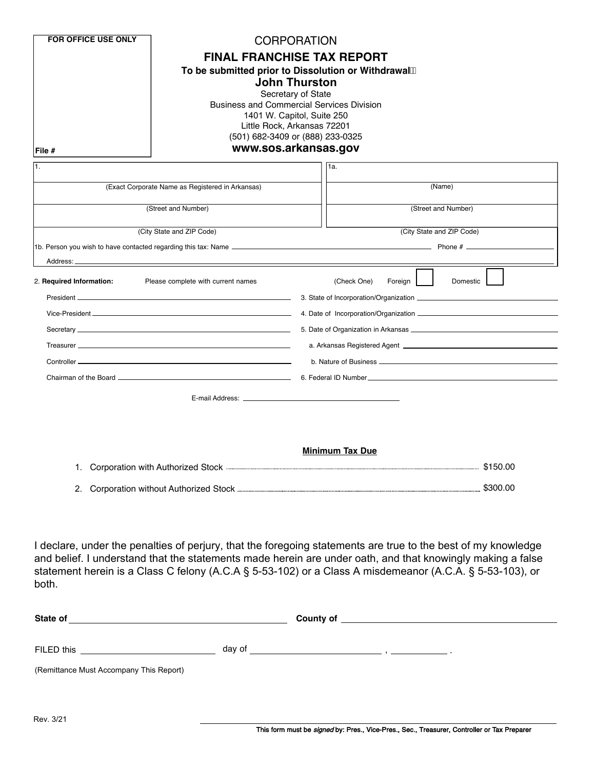FOR OFFICE USE ONLY

File #

CORPORATION

# FINAL FRANCHISE TAX REPORT

**To be submitted prior to Dissolution or Withdrawal**

**John Thurston**

Secretary of State
Business and Commercial Services Division
1401 W. Capitol, Suite 250
Little Rock, Arkansas 72201
(501) 682-3409 or (888) 233-0325

**www.sos.arkansas.gov**

| 1. | 1a. |
|---|---|
| (Exact Corporate Name as Registered in Arkansas) | (Name) |
| (Street and Number) | (Street and Number) |
| (City State and ZIP Code) | (City State and ZIP Code) |

1b. Person you wish to have contacted regarding this tax: Name ______________________ Phone # ______________

Address: ______________________________________________

2. **Required Information:** Please complete with current names (Check One) Foreign ☐ Domestic ☐

President ______________________ 3. State of Incorporation/Organization ______________________

Vice-President ______________________ 4. Date of Incorporation/Organization ______________________

Secretary ______________________ 5. Date of Organization in Arkansas ______________________

Treasurer ______________________ a. Arkansas Registered Agent ______________________

Controller ______________________ b. Nature of Business ______________________

Chairman of the Board ______________________ 6. Federal ID Number ______________________

E-mail Address: ______________________

**Minimum Tax Due**

1. Corporation with Authorized Stock .................................... $150.00
2. Corporation without Authorized Stock .................................... $300.00

I declare, under the penalties of perjury, that the foregoing statements are true to the best of my knowledge and belief. I understand that the statements made herein are under oath, and that knowingly making a false statement herein is a Class C felony (A.C.A § 5-53-102) or a Class A misdemeanor (A.C.A. § 5-53-103), or both.

**State of** ______________________ **County of** ______________________

FILED this ______________ day of ______________________ , __________ .

(Remittance Must Accompany This Report)

Rev. 3/21

______________________________________________

This form must be *signed* by: Pres., Vice-Pres., Sec., Treasurer, Controller or Tax Preparer